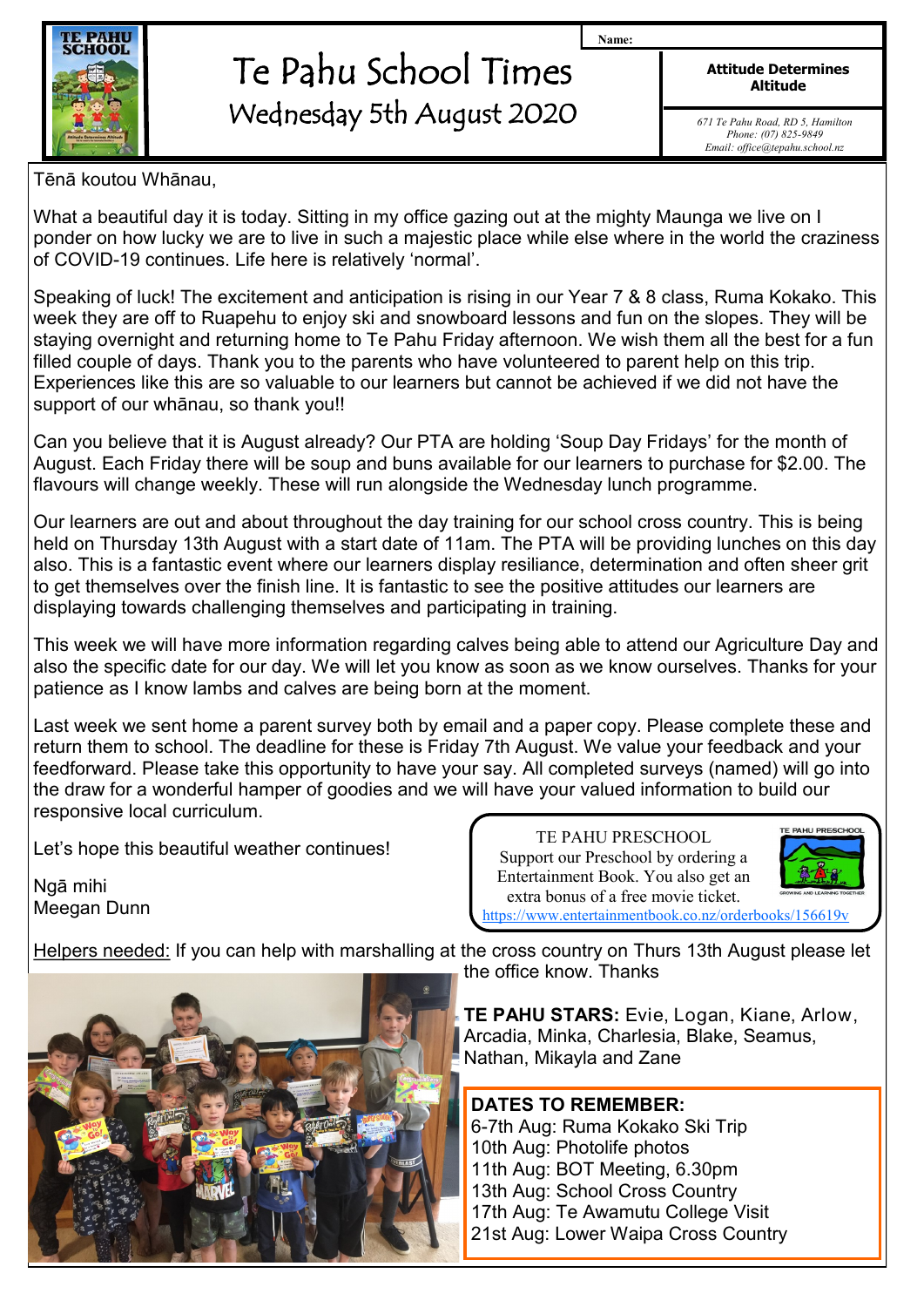# Te Pahu School Times

## Wednesday 5th August 2020

Name:

**Attitude Determines Altitude**

*671 Te Pahu Road, RD 5, Hamilton*
*Phone: (07) 825-9849*
*Email: office@tepahu.school.nz*

Tēnā koutou Whānau,

What a beautiful day it is today. Sitting in my office gazing out at the mighty Maunga we live on I ponder on how lucky we are to live in such a majestic place while else where in the world the craziness of COVID-19 continues. Life here is relatively 'normal'.

Speaking of luck! The excitement and anticipation is rising in our Year 7 & 8 class, Ruma Kokako. This week they are off to Ruapehu to enjoy ski and snowboard lessons and fun on the slopes. They will be staying overnight and returning home to Te Pahu Friday afternoon. We wish them all the best for a fun filled couple of days. Thank you to the parents who have volunteered to parent help on this trip. Experiences like this are so valuable to our learners but cannot be achieved if we did not have the support of our whānau, so thank you!!

Can you believe that it is August already? Our PTA are holding 'Soup Day Fridays' for the month of August. Each Friday there will be soup and buns available for our learners to purchase for $2.00. The flavours will change weekly. These will run alongside the Wednesday lunch programme.

Our learners are out and about throughout the day training for our school cross country. This is being held on Thursday 13th August with a start date of 11am. The PTA will be providing lunches on this day also. This is a fantastic event where our learners display resiliance, determination and often sheer grit to get themselves over the finish line. It is fantastic to see the positive attitudes our learners are displaying towards challenging themselves and participating in training.

This week we will have more information regarding calves being able to attend our Agriculture Day and also the specific date for our day. We will let you know as soon as we know ourselves. Thanks for your patience as I know lambs and calves are being born at the moment.

Last week we sent home a parent survey both by email and a paper copy. Please complete these and return them to school. The deadline for these is Friday 7th August. We value your feedback and your feedforward. Please take this opportunity to have your say. All completed surveys (named) will go into the draw for a wonderful hamper of goodies and we will have your valued information to build our responsive local curriculum.

Let's hope this beautiful weather continues!

Ngā mihi
Meegan Dunn

TE PAHU PRESCHOOL
Support our Preschool by ordering a Entertainment Book. You also get an extra bonus of a free movie ticket.
https://www.entertainmentbook.co.nz/orderbooks/156619v

Helpers needed: If you can help with marshalling at the cross country on Thurs 13th August please let the office know. Thanks

**TE PAHU STARS:** Evie, Logan, Kiane, Arlow, Arcadia, Minka, Charlesia, Blake, Seamus, Nathan, Mikayla and Zane

**DATES TO REMEMBER:**
6-7th Aug: Ruma Kokako Ski Trip
10th Aug: Photolife photos
11th Aug: BOT Meeting, 6.30pm
13th Aug: School Cross Country
17th Aug: Te Awamutu College Visit
21st Aug: Lower Waipa Cross Country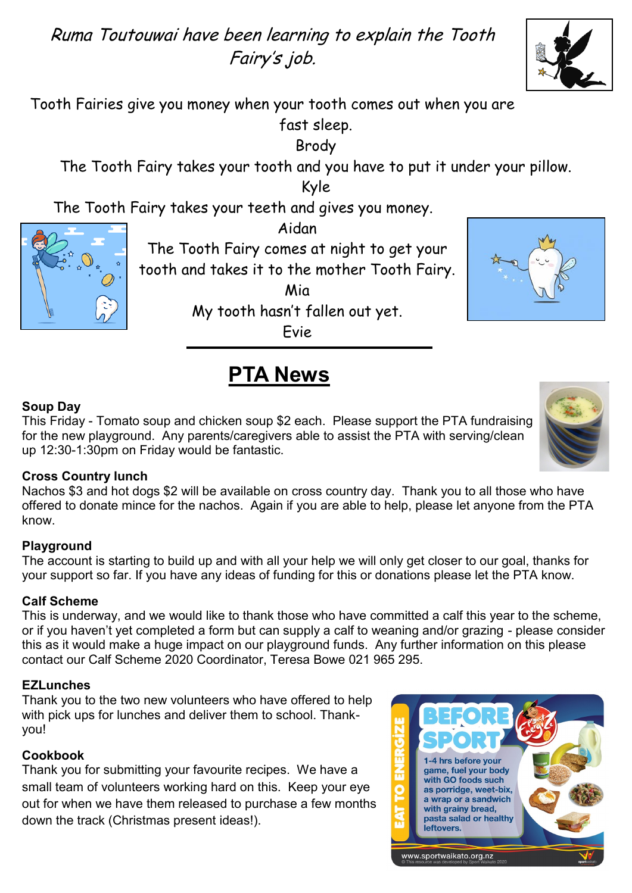*Ruma Toutouwai have been learning to explain the Tooth Fairy's job.*

Tooth Fairies give you money when your tooth comes out when you are fast sleep.

Brody

The Tooth Fairy takes your tooth and you have to put it under your pillow.

Kyle

The Tooth Fairy takes your teeth and gives you money.

Aidan

The Tooth Fairy comes at night to get your tooth and takes it to the mother Tooth Fairy.

Mia

My tooth hasn't fallen out yet.

Evie

---

# PTA News

**Soup Day**

This Friday - Tomato soup and chicken soup $2 each. Please support the PTA fundraising for the new playground. Any parents/caregivers able to assist the PTA with serving/clean up 12:30-1:30pm on Friday would be fantastic.

**Cross Country lunch**

Nachos $3 and hot dogs $2 will be available on cross country day. Thank you to all those who have offered to donate mince for the nachos. Again if you are able to help, please let anyone from the PTA know.

**Playground**

The account is starting to build up and with all your help we will only get closer to our goal, thanks for your support so far. If you have any ideas of funding for this or donations please let the PTA know.

**Calf Scheme**

This is underway, and we would like to thank those who have committed a calf this year to the scheme, or if you haven't yet completed a form but can supply a calf to weaning and/or grazing - please consider this as it would make a huge impact on our playground funds. Any further information on this please contact our Calf Scheme 2020 Coordinator, Teresa Bowe 021 965 295.

**EZLunches**

Thank you to the two new volunteers who have offered to help with pick ups for lunches and deliver them to school. Thank-you!

**Cookbook**

Thank you for submitting your favourite recipes. We have a small team of volunteers working hard on this. Keep your eye out for when we have them released to purchase a few months down the track (Christmas present ideas!).

EAT TO ENERGIZE

BEFORE SPORT

1-4 hrs before your game, fuel your body with GO foods such as porridge, weet-bix, a wrap or a sandwich with grainy bread, pasta salad or healthy leftovers.

www.sportwaikato.org.nz